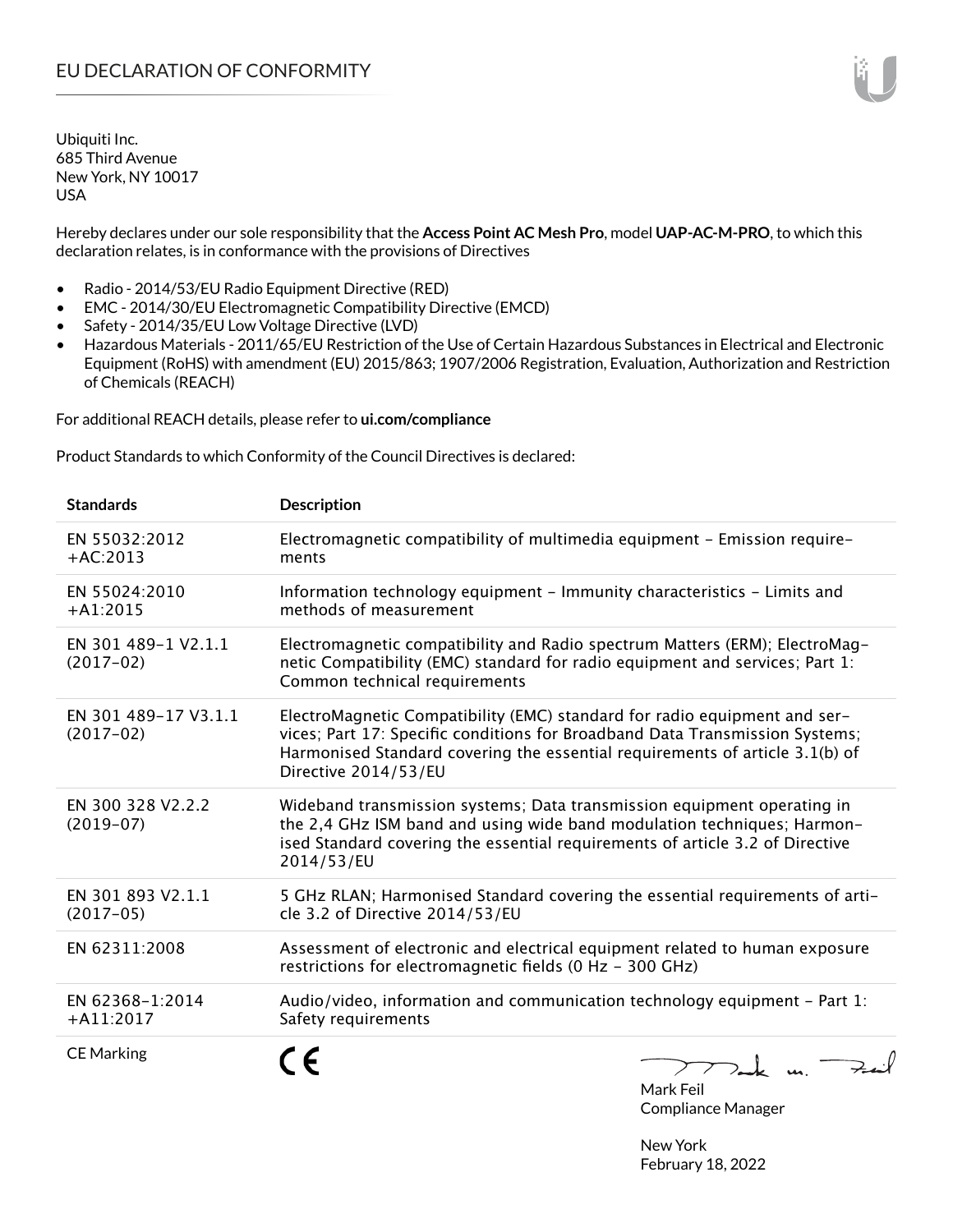# EU DECLARATION OF CONFORMITY

Ubiquiti Inc.
685 Third Avenue
New York, NY 10017
USA

Hereby declares under our sole responsibility that the **Access Point AC Mesh Pro**, model **UAP-AC-M-PRO**, to which this declaration relates, is in conformance with the provisions of Directives

- Radio - 2014/53/EU Radio Equipment Directive (RED)
- EMC - 2014/30/EU Electromagnetic Compatibility Directive (EMCD)
- Safety - 2014/35/EU Low Voltage Directive (LVD)
- Hazardous Materials - 2011/65/EU Restriction of the Use of Certain Hazardous Substances in Electrical and Electronic Equipment (RoHS) with amendment (EU) 2015/863; 1907/2006 Registration, Evaluation, Authorization and Restriction of Chemicals (REACH)

For additional REACH details, please refer to **ui.com/compliance**

Product Standards to which Conformity of the Council Directives is declared:

| Standards | Description |
|---|---|
| EN 55032:2012 +AC:2013 | Electromagnetic compatibility of multimedia equipment – Emission requirements |
| EN 55024:2010 +A1:2015 | Information technology equipment – Immunity characteristics – Limits and methods of measurement |
| EN 301 489-1 V2.1.1 (2017-02) | Electromagnetic compatibility and Radio spectrum Matters (ERM); ElectroMagnetic Compatibility (EMC) standard for radio equipment and services; Part 1: Common technical requirements |
| EN 301 489-17 V3.1.1 (2017-02) | ElectroMagnetic Compatibility (EMC) standard for radio equipment and services; Part 17: Specific conditions for Broadband Data Transmission Systems; Harmonised Standard covering the essential requirements of article 3.1(b) of Directive 2014/53/EU |
| EN 300 328 V2.2.2 (2019-07) | Wideband transmission systems; Data transmission equipment operating in the 2,4 GHz ISM band and using wide band modulation techniques; Harmonised Standard covering the essential requirements of article 3.2 of Directive 2014/53/EU |
| EN 301 893 V2.1.1 (2017-05) | 5 GHz RLAN; Harmonised Standard covering the essential requirements of article 3.2 of Directive 2014/53/EU |
| EN 62311:2008 | Assessment of electronic and electrical equipment related to human exposure restrictions for electromagnetic fields (0 Hz - 300 GHz) |
| EN 62368-1:2014 +A11:2017 | Audio/video, information and communication technology equipment – Part 1: Safety requirements |
| CE Marking | CE |

Mark Feil
Compliance Manager

New York
February 18, 2022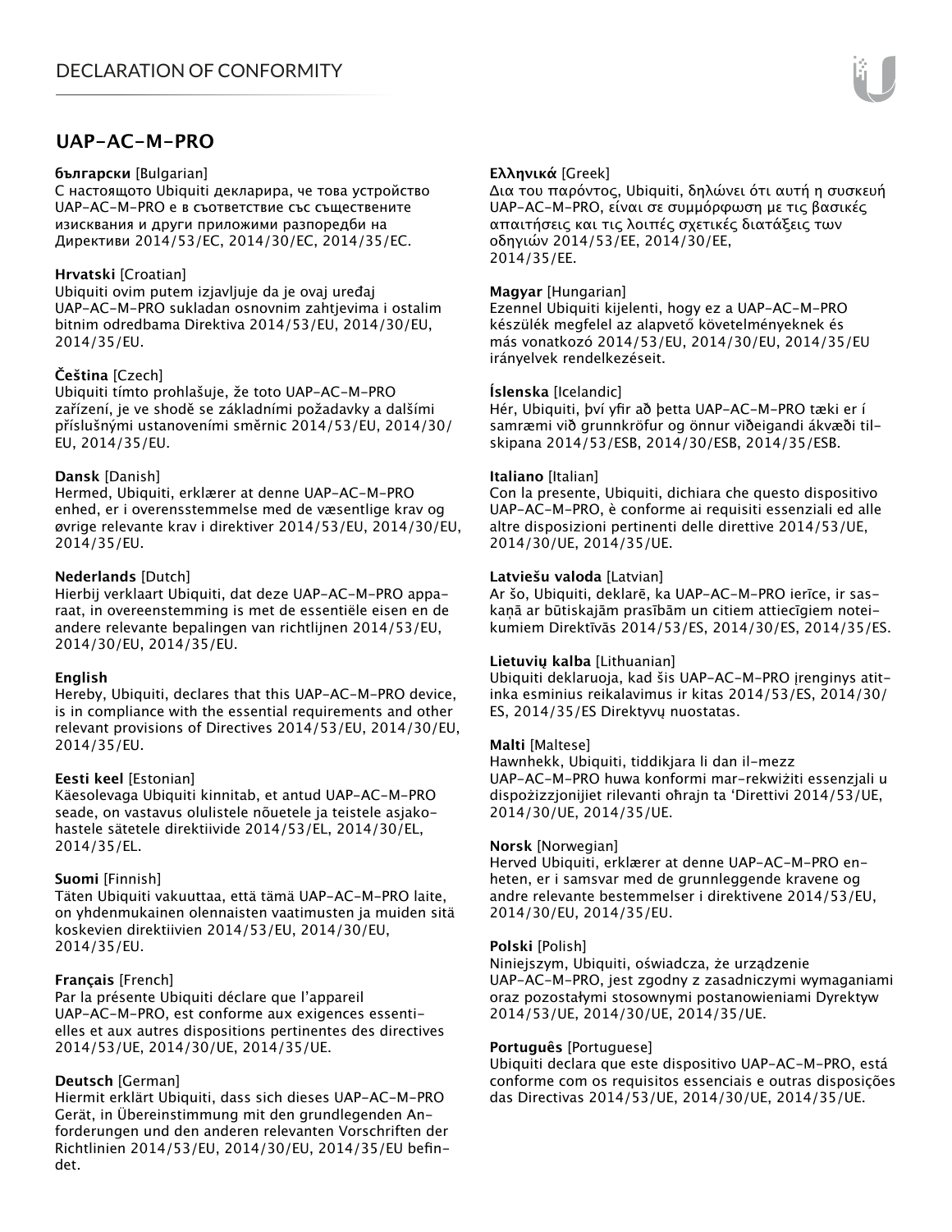## UAP-AC-M-PRO

**български** [Bulgarian]
С настоящото Ubiquiti декларира, че това устройство UAP-AC-M-PRO е в съответствие със съществените изисквания и други приложими разпоредби на Директиви 2014/53/EC, 2014/30/ЕС, 2014/35/ЕС.

**Hrvatski** [Croatian]
Ubiquiti ovim putem izjavljuje da je ovaj uređaj UAP-AC-M-PRO sukladan osnovnim zahtjevima i ostalim bitnim odredbama Direktiva 2014/53/EU, 2014/30/EU, 2014/35/EU.

**Čeština** [Czech]
Ubiquiti tímto prohlašuje, že toto UAP-AC-M-PRO zařízení, je ve shodě se základními požadavky a dalšími příslušnými ustanoveními směrnic 2014/53/EU, 2014/30/EU, 2014/35/EU.

**Dansk** [Danish]
Hermed, Ubiquiti, erklærer at denne UAP-AC-M-PRO enhed, er i overensstemmelse med de væsentlige krav og øvrige relevante krav i direktiver 2014/53/EU, 2014/30/EU, 2014/35/EU.

**Nederlands** [Dutch]
Hierbij verklaart Ubiquiti, dat deze UAP-AC-M-PRO apparaat, in overeenstemming is met de essentiële eisen en de andere relevante bepalingen van richtlijnen 2014/53/EU, 2014/30/EU, 2014/35/EU.

**English**
Hereby, Ubiquiti, declares that this UAP-AC-M-PRO device, is in compliance with the essential requirements and other relevant provisions of Directives 2014/53/EU, 2014/30/EU, 2014/35/EU.

**Eesti keel** [Estonian]
Käesolevaga Ubiquiti kinnitab, et antud UAP-AC-M-PRO seade, on vastavus olulistele nõuetele ja teistele asjakohastele sätetele direktiivide 2014/53/EL, 2014/30/EL, 2014/35/EL.

**Suomi** [Finnish]
Täten Ubiquiti vakuuttaa, että tämä UAP-AC-M-PRO laite, on yhdenmukainen olennaisten vaatimusten ja muiden sitä koskevien direktiivien 2014/53/EU, 2014/30/EU, 2014/35/EU.

**Français** [French]
Par la présente Ubiquiti déclare que l'appareil UAP-AC-M-PRO, est conforme aux exigences essentielles et aux autres dispositions pertinentes des directives 2014/53/UE, 2014/30/UE, 2014/35/UE.

**Deutsch** [German]
Hiermit erklärt Ubiquiti, dass sich dieses UAP-AC-M-PRO Gerät, in Übereinstimmung mit den grundlegenden Anforderungen und den anderen relevanten Vorschriften der Richtlinien 2014/53/EU, 2014/30/EU, 2014/35/EU befindet.

**Ελληνικά** [Greek]
Δια του παρόντος, Ubiquiti, δηλώνει ότι αυτή η συσκευή UAP-AC-M-PRO, είναι σε συμμόρφωση με τις βασικές απαιτήσεις και τις λοιπές σχετικές διατάξεις των οδηγιών 2014/53/EE, 2014/30/EE, 2014/35/EE.

**Magyar** [Hungarian]
Ezennel Ubiquiti kijelenti, hogy ez a UAP-AC-M-PRO készülék megfelel az alapvető követelményeknek és más vonatkozó 2014/53/EU, 2014/30/EU, 2014/35/EU irányelvek rendelkezéseit.

**Íslenska** [Icelandic]
Hér, Ubiquiti, því yfir að þetta UAP-AC-M-PRO tæki er í samræmi við grunnkröfur og önnur viðeigandi ákvæði tilskipana 2014/53/ESB, 2014/30/ESB, 2014/35/ESB.

**Italiano** [Italian]
Con la presente, Ubiquiti, dichiara che questo dispositivo UAP-AC-M-PRO, è conforme ai requisiti essenziali ed alle altre disposizioni pertinenti delle direttive 2014/53/UE, 2014/30/UE, 2014/35/UE.

**Latviešu valoda** [Latvian]
Ar šo, Ubiquiti, deklarē, ka UAP-AC-M-PRO ierīce, ir saskaņā ar būtiskajām prasībām un citiem attiecīgiem noteikumiem Direktīvās 2014/53/ES, 2014/30/ES, 2014/35/ES.

**Lietuvių kalba** [Lithuanian]
Ubiquiti deklaruoja, kad šis UAP-AC-M-PRO įrenginys atitinka esminius reikalavimus ir kitas 2014/53/ES, 2014/30/ES, 2014/35/ES Direktyvų nuostatas.

**Malti** [Maltese]
Hawnhekk, Ubiquiti, tiddikjara li dan il-mezz UAP-AC-M-PRO huwa konformi mar-rekwiżiti essenzjali u dispożizzjonijiet rilevanti oħrajn ta 'Direttivi 2014/53/UE, 2014/30/UE, 2014/35/UE.

**Norsk** [Norwegian]
Herved Ubiquiti, erklærer at denne UAP-AC-M-PRO enheten, er i samsvar med de grunnleggende kravene og andre relevante bestemmelser i direktivene 2014/53/EU, 2014/30/EU, 2014/35/EU.

**Polski** [Polish]
Niniejszym, Ubiquiti, oświadcza, że urządzenie UAP-AC-M-PRO, jest zgodny z zasadniczymi wymaganiami oraz pozostałymi stosownymi postanowieniami Dyrektyw 2014/53/UE, 2014/30/UE, 2014/35/UE.

**Português** [Portuguese]
Ubiquiti declara que este dispositivo UAP-AC-M-PRO, está conforme com os requisitos essenciais e outras disposições das Directivas 2014/53/UE, 2014/30/UE, 2014/35/UE.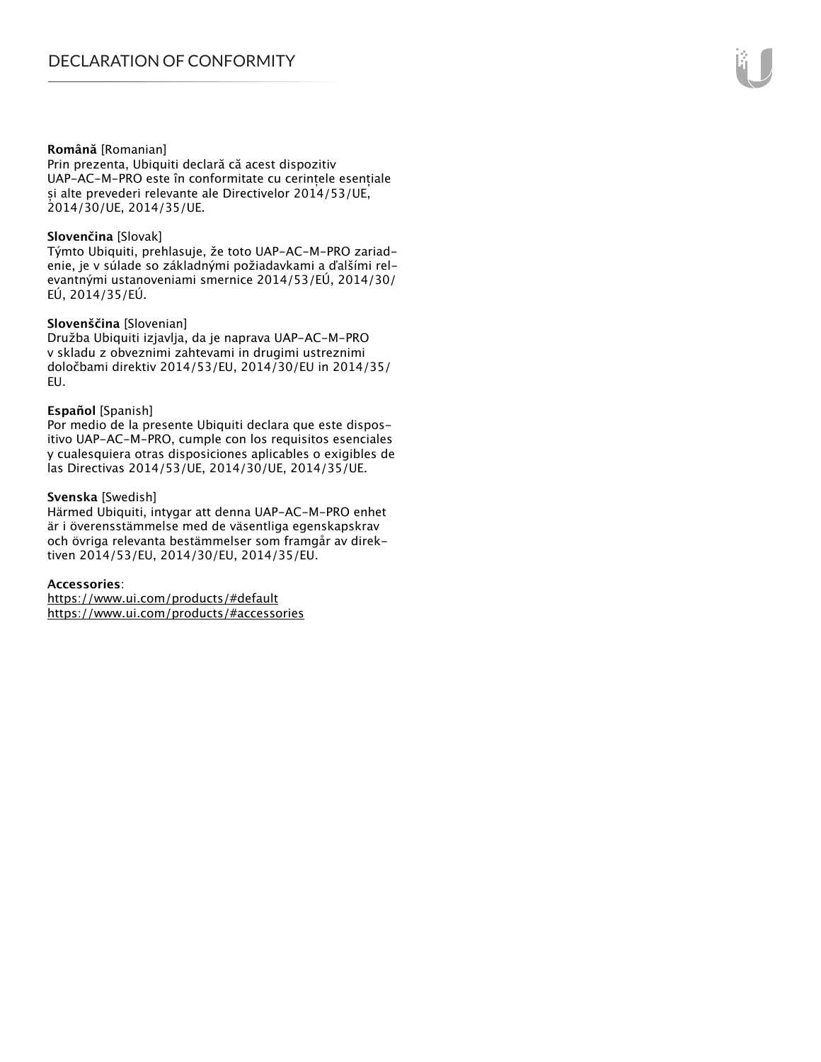**Română** [Romanian]
Prin prezenta, Ubiquiti declară că acest dispozitiv UAP-AC-M-PRO este în conformitate cu cerințele esențiale și alte prevederi relevante ale Directivelor 2014/53/UE, 2014/30/UE, 2014/35/UE.

**Slovenčina** [Slovak]
Týmto Ubiquiti, prehlasuje, že toto UAP-AC-M-PRO zariadenie, je v súlade so základnými požiadavkami a ďalšími relevantnými ustanoveniami smernice 2014/53/EÚ, 2014/30/EÚ, 2014/35/EÚ.

**Slovenščina** [Slovenian]
Družba Ubiquiti izjavlja, da je naprava UAP-AC-M-PRO v skladu z obveznimi zahtevami in drugimi ustreznimi določbami direktiv 2014/53/EU, 2014/30/EU in 2014/35/EU.

**Español** [Spanish]
Por medio de la presente Ubiquiti declara que este dispositivo UAP-AC-M-PRO, cumple con los requisitos esenciales y cualesquiera otras disposiciones aplicables o exigibles de las Directivas 2014/53/UE, 2014/30/UE, 2014/35/UE.

**Svenska** [Swedish]
Härmed Ubiquiti, intygar att denna UAP-AC-M-PRO enhet är i överensstämmelse med de väsentliga egenskapskrav och övriga relevanta bestämmelser som framgår av direktiven 2014/53/EU, 2014/30/EU, 2014/35/EU.

**Accessories**:
https://www.ui.com/products/#default
https://www.ui.com/products/#accessories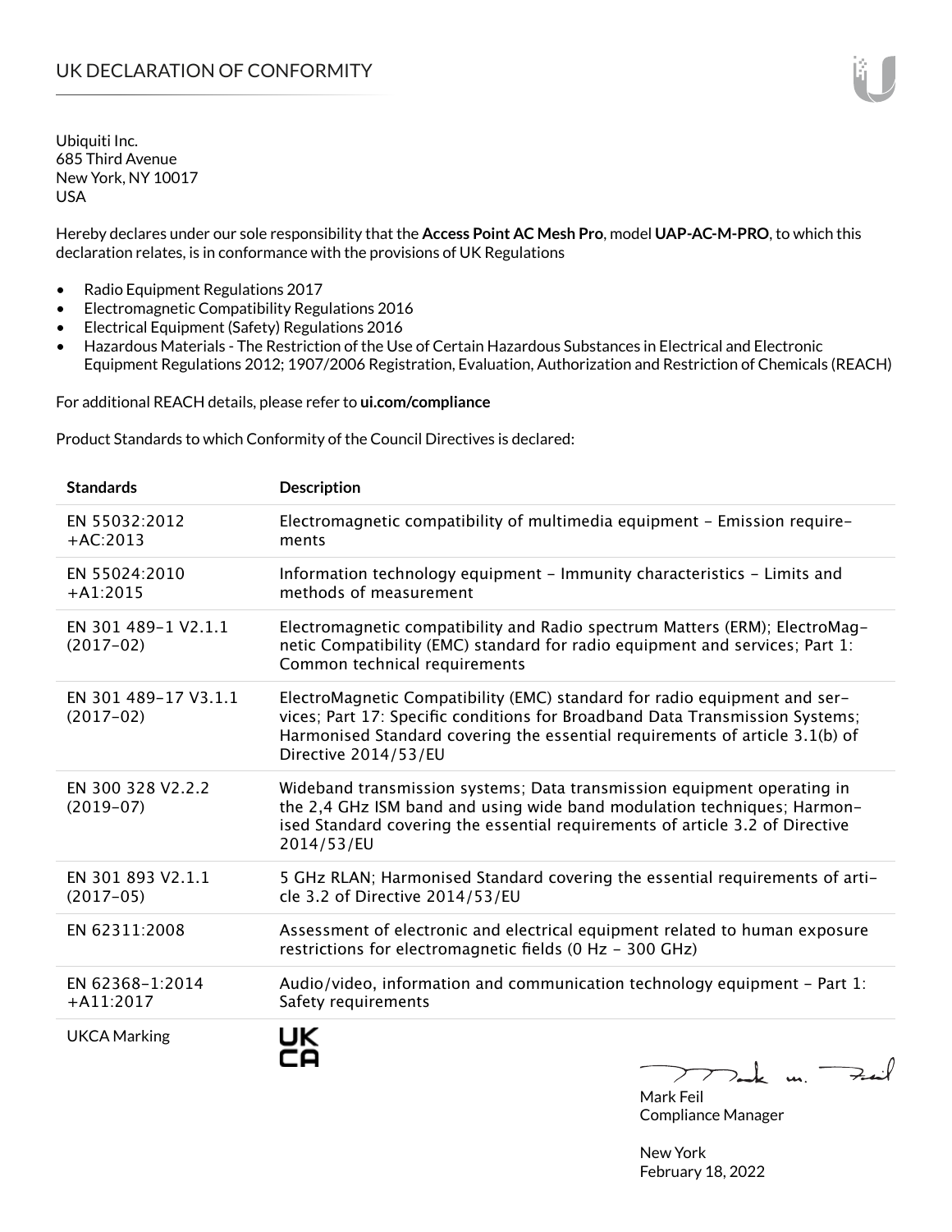# UK DECLARATION OF CONFORMITY

Ubiquiti Inc.
685 Third Avenue
New York, NY 10017
USA

Hereby declares under our sole responsibility that the **Access Point AC Mesh Pro**, model **UAP-AC-M-PRO**, to which this declaration relates, is in conformance with the provisions of UK Regulations

- Radio Equipment Regulations 2017
- Electromagnetic Compatibility Regulations 2016
- Electrical Equipment (Safety) Regulations 2016
- Hazardous Materials - The Restriction of the Use of Certain Hazardous Substances in Electrical and Electronic Equipment Regulations 2012; 1907/2006 Registration, Evaluation, Authorization and Restriction of Chemicals (REACH)

For additional REACH details, please refer to **ui.com/compliance**

Product Standards to which Conformity of the Council Directives is declared:

| Standards | Description |
|---|---|
| EN 55032:2012 +AC:2013 | Electromagnetic compatibility of multimedia equipment – Emission requirements |
| EN 55024:2010 +A1:2015 | Information technology equipment – Immunity characteristics – Limits and methods of measurement |
| EN 301 489-1 V2.1.1 (2017-02) | Electromagnetic compatibility and Radio spectrum Matters (ERM); ElectroMagnetic Compatibility (EMC) standard for radio equipment and services; Part 1: Common technical requirements |
| EN 301 489-17 V3.1.1 (2017-02) | ElectroMagnetic Compatibility (EMC) standard for radio equipment and services; Part 17: Specific conditions for Broadband Data Transmission Systems; Harmonised Standard covering the essential requirements of article 3.1(b) of Directive 2014/53/EU |
| EN 300 328 V2.2.2 (2019-07) | Wideband transmission systems; Data transmission equipment operating in the 2,4 GHz ISM band and using wide band modulation techniques; Harmonised Standard covering the essential requirements of article 3.2 of Directive 2014/53/EU |
| EN 301 893 V2.1.1 (2017-05) | 5 GHz RLAN; Harmonised Standard covering the essential requirements of article 3.2 of Directive 2014/53/EU |
| EN 62311:2008 | Assessment of electronic and electrical equipment related to human exposure restrictions for electromagnetic fields (0 Hz - 300 GHz) |
| EN 62368-1:2014 +A11:2017 | Audio/video, information and communication technology equipment – Part 1: Safety requirements |
| UKCA Marking | UK CA |

Mark Feil
Compliance Manager

New York
February 18, 2022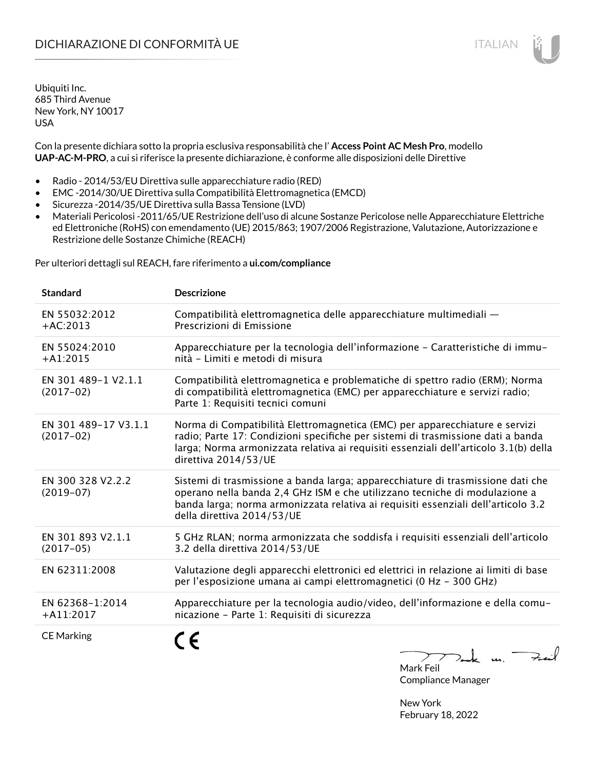# DICHIARAZIONE DI CONFORMITÀ UE

ITALIAN

Ubiquiti Inc.
685 Third Avenue
New York, NY 10017
USA

Con la presente dichiara sotto la propria esclusiva responsabilità che l' **Access Point AC Mesh Pro**, modello **UAP-AC-M-PRO**, a cui si riferisce la presente dichiarazione, è conforme alle disposizioni delle Direttive

- Radio - 2014/53/EU Direttiva sulle apparecchiature radio (RED)
- EMC -2014/30/UE Direttiva sulla Compatibilità Elettromagnetica (EMCD)
- Sicurezza -2014/35/UE Direttiva sulla Bassa Tensione (LVD)
- Materiali Pericolosi -2011/65/UE Restrizione dell'uso di alcune Sostanze Pericolose nelle Apparecchiature Elettriche ed Elettroniche (RoHS) con emendamento (UE) 2015/863; 1907/2006 Registrazione, Valutazione, Autorizzazione e Restrizione delle Sostanze Chimiche (REACH)

Per ulteriori dettagli sul REACH, fare riferimento a **ui.com/compliance**

| Standard | Descrizione |
|---|---|
| EN 55032:2012 +AC:2013 | Compatibilità elettromagnetica delle apparecchiature multimediali — Prescrizioni di Emissione |
| EN 55024:2010 +A1:2015 | Apparecchiature per la tecnologia dell'informazione - Caratteristiche di immunità - Limiti e metodi di misura |
| EN 301 489-1 V2.1.1 (2017-02) | Compatibilità elettromagnetica e problematiche di spettro radio (ERM); Norma di compatibilità elettromagnetica (EMC) per apparecchiature e servizi radio; Parte 1: Requisiti tecnici comuni |
| EN 301 489-17 V3.1.1 (2017-02) | Norma di Compatibilità Elettromagnetica (EMC) per apparecchiature e servizi radio; Parte 17: Condizioni specifiche per sistemi di trasmissione dati a banda larga; Norma armonizzata relativa ai requisiti essenziali dell'articolo 3.1(b) della direttiva 2014/53/UE |
| EN 300 328 V2.2.2 (2019-07) | Sistemi di trasmissione a banda larga; apparecchiature di trasmissione dati che operano nella banda 2,4 GHz ISM e che utilizzano tecniche di modulazione a banda larga; norma armonizzata relativa ai requisiti essenziali dell'articolo 3.2 della direttiva 2014/53/UE |
| EN 301 893 V2.1.1 (2017-05) | 5 GHz RLAN; norma armonizzata che soddisfa i requisiti essenziali dell'articolo 3.2 della direttiva 2014/53/UE |
| EN 62311:2008 | Valutazione degli apparecchi elettronici ed elettrici in relazione ai limiti di base per l'esposizione umana ai campi elettromagnetici (0 Hz - 300 GHz) |
| EN 62368-1:2014 +A11:2017 | Apparecchiature per la tecnologia audio/video, dell'informazione e della comunicazione - Parte 1: Requisiti di sicurezza |
| CE Marking | CE |

Mark Feil
Compliance Manager

New York
February 18, 2022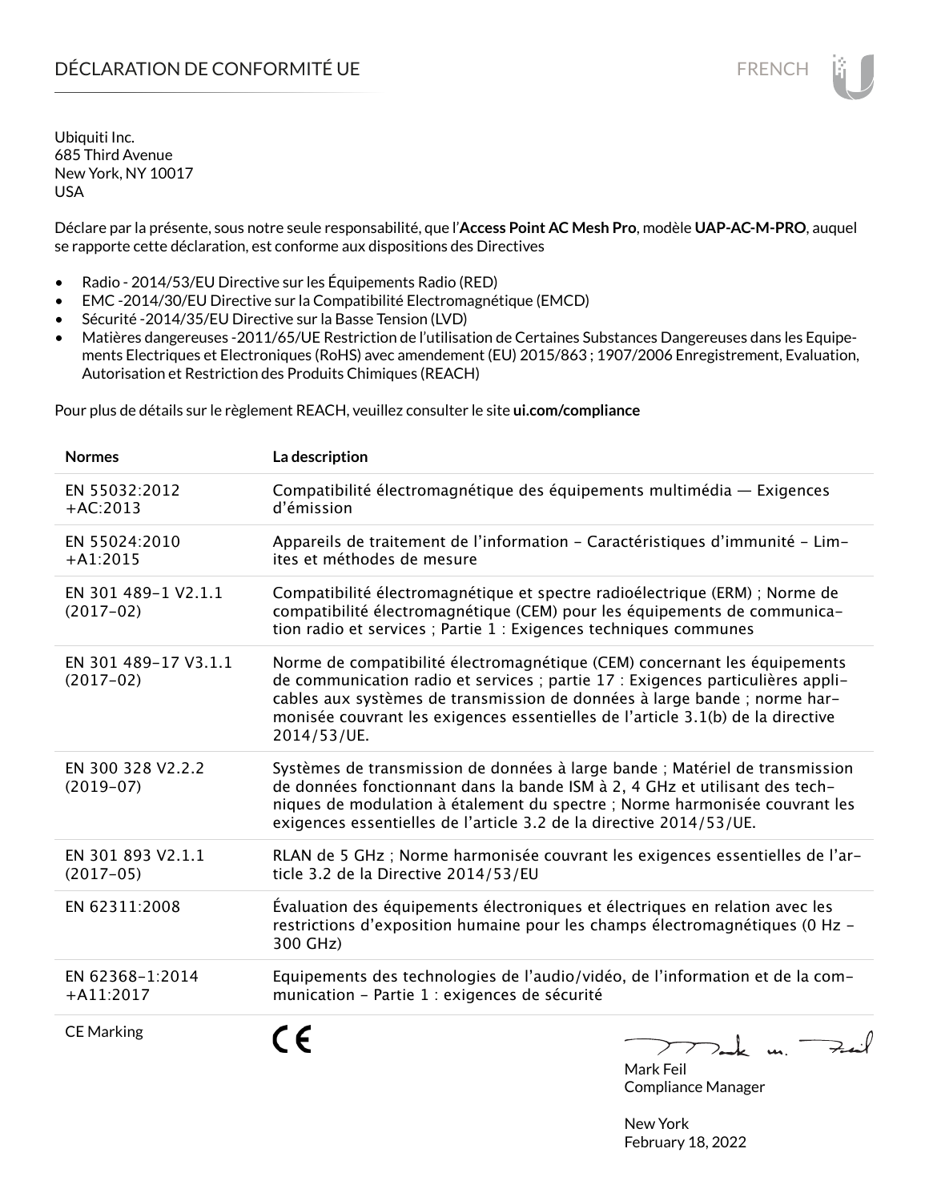# DÉCLARATION DE CONFORMITÉ UE

Ubiquiti Inc.
685 Third Avenue
New York, NY 10017
USA

Déclare par la présente, sous notre seule responsabilité, que l'**Access Point AC Mesh Pro**, modèle **UAP-AC-M-PRO**, auquel se rapporte cette déclaration, est conforme aux dispositions des Directives

- Radio - 2014/53/EU Directive sur les Équipements Radio (RED)
- EMC -2014/30/EU Directive sur la Compatibilité Electromagnétique (EMCD)
- Sécurité -2014/35/EU Directive sur la Basse Tension (LVD)
- Matières dangereuses -2011/65/UE Restriction de l'utilisation de Certaines Substances Dangereuses dans les Equipements Electriques et Electroniques (RoHS) avec amendement (EU) 2015/863 ; 1907/2006 Enregistrement, Evaluation, Autorisation et Restriction des Produits Chimiques (REACH)

Pour plus de détails sur le règlement REACH, veuillez consulter le site **ui.com/compliance**

| Normes | La description |
|---|---|
| EN 55032:2012 +AC:2013 | Compatibilité électromagnétique des équipements multimédia — Exigences d'émission |
| EN 55024:2010 +A1:2015 | Appareils de traitement de l'information - Caractéristiques d'immunité - Limites et méthodes de mesure |
| EN 301 489-1 V2.1.1 (2017-02) | Compatibilité électromagnétique et spectre radioélectrique (ERM) ; Norme de compatibilité électromagnétique (CEM) pour les équipements de communication radio et services ; Partie 1 : Exigences techniques communes |
| EN 301 489-17 V3.1.1 (2017-02) | Norme de compatibilité électromagnétique (CEM) concernant les équipements de communication radio et services ; partie 17 : Exigences particulières applicables aux systèmes de transmission de données à large bande ; norme harmonisée couvrant les exigences essentielles de l'article 3.1(b) de la directive 2014/53/UE. |
| EN 300 328 V2.2.2 (2019-07) | Systèmes de transmission de données à large bande ; Matériel de transmission de données fonctionnant dans la bande ISM à 2, 4 GHz et utilisant des techniques de modulation à étalement du spectre ; Norme harmonisée couvrant les exigences essentielles de l'article 3.2 de la directive 2014/53/UE. |
| EN 301 893 V2.1.1 (2017-05) | RLAN de 5 GHz ; Norme harmonisée couvrant les exigences essentielles de l'article 3.2 de la Directive 2014/53/EU |
| EN 62311:2008 | Évaluation des équipements électroniques et électriques en relation avec les restrictions d'exposition humaine pour les champs électromagnétiques (0 Hz - 300 GHz) |
| EN 62368-1:2014 +A11:2017 | Equipements des technologies de l'audio/vidéo, de l'information et de la communication - Partie 1 : exigences de sécurité |
| CE Marking | CE |

Mark Feil
Compliance Manager

New York
February 18, 2022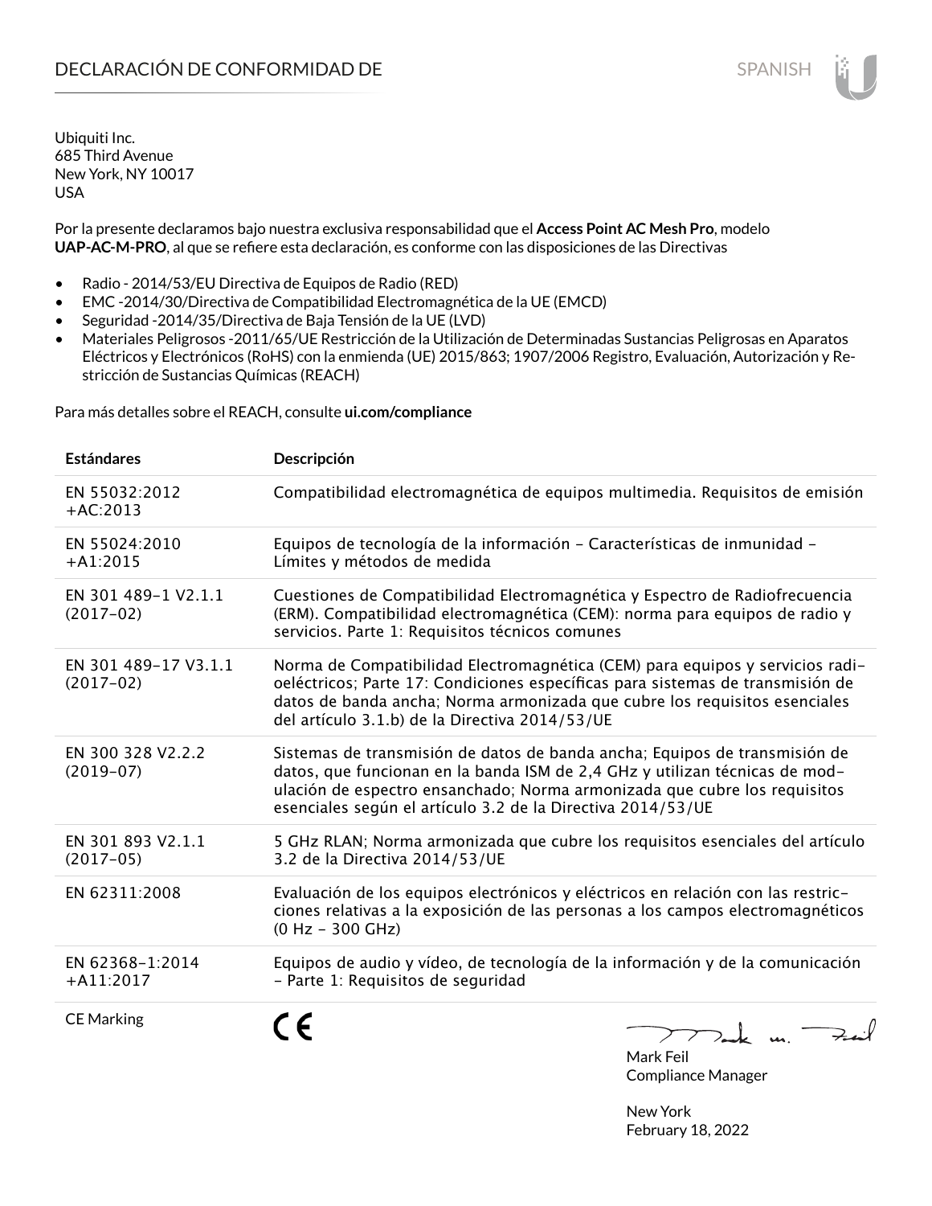# DECLARACIÓN DE CONFORMIDAD DE

Ubiquiti Inc.
685 Third Avenue
New York, NY 10017
USA

Por la presente declaramos bajo nuestra exclusiva responsabilidad que el **Access Point AC Mesh Pro**, modelo **UAP-AC-M-PRO**, al que se refiere esta declaración, es conforme con las disposiciones de las Directivas

- Radio - 2014/53/EU Directiva de Equipos de Radio (RED)
- EMC -2014/30/Directiva de Compatibilidad Electromagnética de la UE (EMCD)
- Seguridad -2014/35/Directiva de Baja Tensión de la UE (LVD)
- Materiales Peligrosos -2011/65/UE Restricción de la Utilización de Determinadas Sustancias Peligrosas en Aparatos Eléctricos y Electrónicos (RoHS) con la enmienda (UE) 2015/863; 1907/2006 Registro, Evaluación, Autorización y Restricción de Sustancias Químicas (REACH)

Para más detalles sobre el REACH, consulte **ui.com/compliance**

| Estándares | Descripción |
|---|---|
| EN 55032:2012 +AC:2013 | Compatibilidad electromagnética de equipos multimedia. Requisitos de emisión |
| EN 55024:2010 +A1:2015 | Equipos de tecnología de la información - Características de inmunidad - Límites y métodos de medida |
| EN 301 489-1 V2.1.1 (2017-02) | Cuestiones de Compatibilidad Electromagnética y Espectro de Radiofrecuencia (ERM). Compatibilidad electromagnética (CEM): norma para equipos de radio y servicios. Parte 1: Requisitos técnicos comunes |
| EN 301 489-17 V3.1.1 (2017-02) | Norma de Compatibilidad Electromagnética (CEM) para equipos y servicios radioeléctricos; Parte 17: Condiciones específicas para sistemas de transmisión de datos de banda ancha; Norma armonizada que cubre los requisitos esenciales del artículo 3.1.b) de la Directiva 2014/53/UE |
| EN 300 328 V2.2.2 (2019-07) | Sistemas de transmisión de datos de banda ancha; Equipos de transmisión de datos, que funcionan en la banda ISM de 2,4 GHz y utilizan técnicas de modulación de espectro ensanchado; Norma armonizada que cubre los requisitos esenciales según el artículo 3.2 de la Directiva 2014/53/UE |
| EN 301 893 V2.1.1 (2017-05) | 5 GHz RLAN; Norma armonizada que cubre los requisitos esenciales del artículo 3.2 de la Directiva 2014/53/UE |
| EN 62311:2008 | Evaluación de los equipos electrónicos y eléctricos en relación con las restricciones relativas a la exposición de las personas a los campos electromagnéticos (0 Hz - 300 GHz) |
| EN 62368-1:2014 +A11:2017 | Equipos de audio y vídeo, de tecnología de la información y de la comunicación - Parte 1: Requisitos de seguridad |
| CE Marking | CE |

Mark Feil
Compliance Manager

New York
February 18, 2022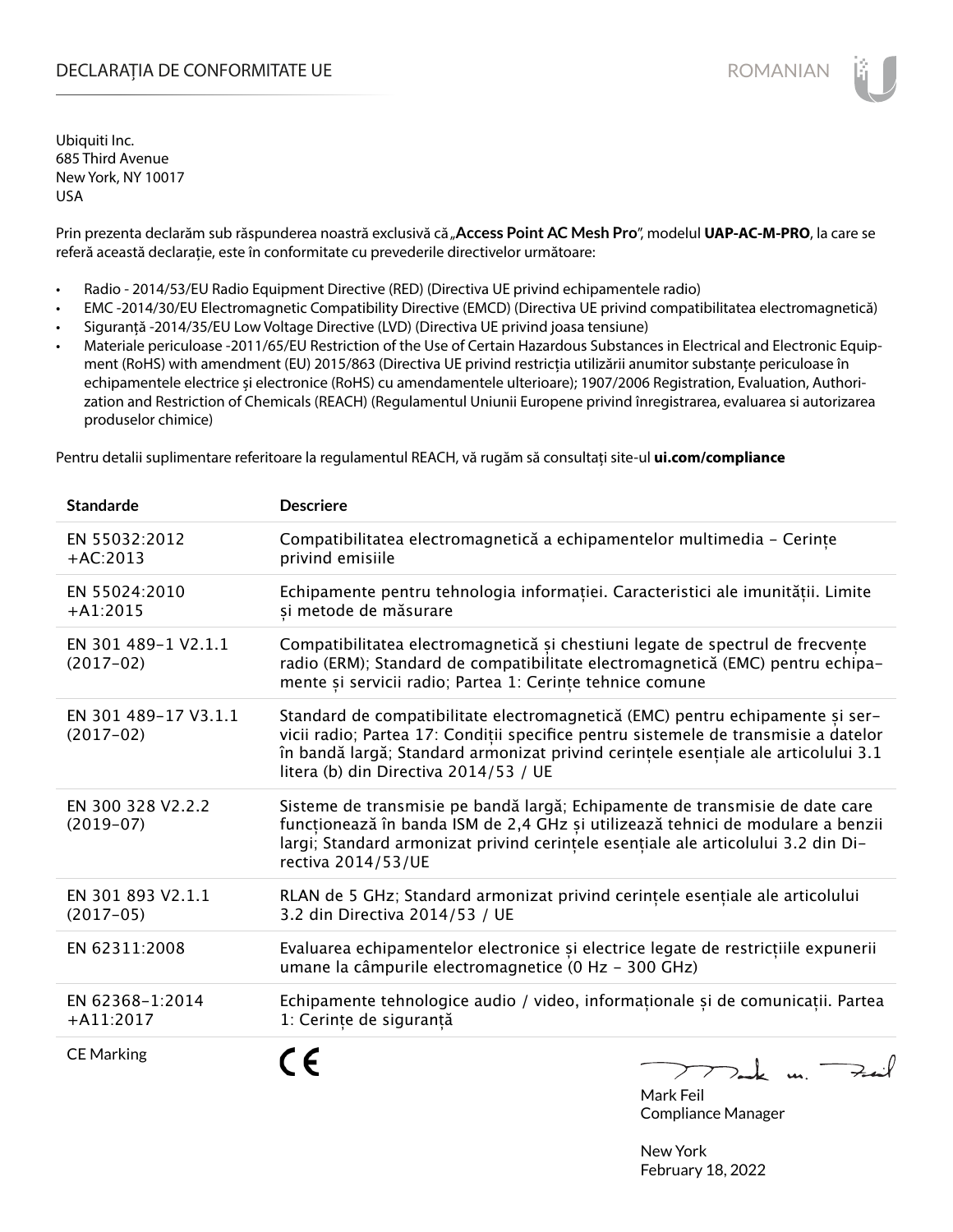# DECLARAȚIA DE CONFORMITATE UE

ROMANIAN

Ubiquiti Inc.
685 Third Avenue
New York, NY 10017
USA

Prin prezenta declarăm sub răspunderea noastră exclusivă că „**Access Point AC Mesh Pro**", modelul **UAP-AC-M-PRO**, la care se referă această declarație, este în conformitate cu prevederile directivelor următoare:

- Radio - 2014/53/EU Radio Equipment Directive (RED) (Directiva UE privind echipamentele radio)
- EMC -2014/30/EU Electromagnetic Compatibility Directive (EMCD) (Directiva UE privind compatibilitatea electromagnetică)
- Siguranță -2014/35/EU Low Voltage Directive (LVD) (Directiva UE privind joasa tensiune)
- Materiale periculoase -2011/65/EU Restriction of the Use of Certain Hazardous Substances in Electrical and Electronic Equipment (RoHS) with amendment (EU) 2015/863 (Directiva UE privind restricția utilizării anumitor substanțe periculoase în echipamentele electrice și electronice (RoHS) cu amendamentele ulterioare); 1907/2006 Registration, Evaluation, Authorization and Restriction of Chemicals (REACH) (Regulamentul Uniunii Europene privind înregistrarea, evaluarea si autorizarea produselor chimice)

Pentru detalii suplimentare referitoare la regulamentul REACH, vă rugăm să consultați site-ul **ui.com/compliance**

| Standarde | Descriere |
|---|---|
| EN 55032:2012 +AC:2013 | Compatibilitatea electromagnetică a echipamentelor multimedia - Cerințe privind emisiile |
| EN 55024:2010 +A1:2015 | Echipamente pentru tehnologia informației. Caracteristici ale imunității. Limite și metode de măsurare |
| EN 301 489-1 V2.1.1 (2017-02) | Compatibilitatea electromagnetică și chestiuni legate de spectrul de frecvențe radio (ERM); Standard de compatibilitate electromagnetică (EMC) pentru echipamente și servicii radio; Partea 1: Cerințe tehnice comune |
| EN 301 489-17 V3.1.1 (2017-02) | Standard de compatibilitate electromagnetică (EMC) pentru echipamente și servicii radio; Partea 17: Condiții specifice pentru sistemele de transmisie a datelor în bandă largă; Standard armonizat privind cerințele esențiale ale articolului 3.1 litera (b) din Directiva 2014/53 / UE |
| EN 300 328 V2.2.2 (2019-07) | Sisteme de transmisie pe bandă largă; Echipamente de transmisie de date care funcționează în banda ISM de 2,4 GHz și utilizează tehnici de modulare a benzii largi; Standard armonizat privind cerințele esențiale ale articolului 3.2 din Directiva 2014/53/UE |
| EN 301 893 V2.1.1 (2017-05) | RLAN de 5 GHz; Standard armonizat privind cerințele esențiale ale articolului 3.2 din Directiva 2014/53 / UE |
| EN 62311:2008 | Evaluarea echipamentelor electronice și electrice legate de restricțiile expunerii umane la câmpurile electromagnetice (0 Hz - 300 GHz) |
| EN 62368-1:2014 +A11:2017 | Echipamente tehnologice audio / video, informaționale și de comunicații. Partea 1: Cerințe de siguranță |
| CE Marking | CE |

Mark Feil
Compliance Manager

New York
February 18, 2022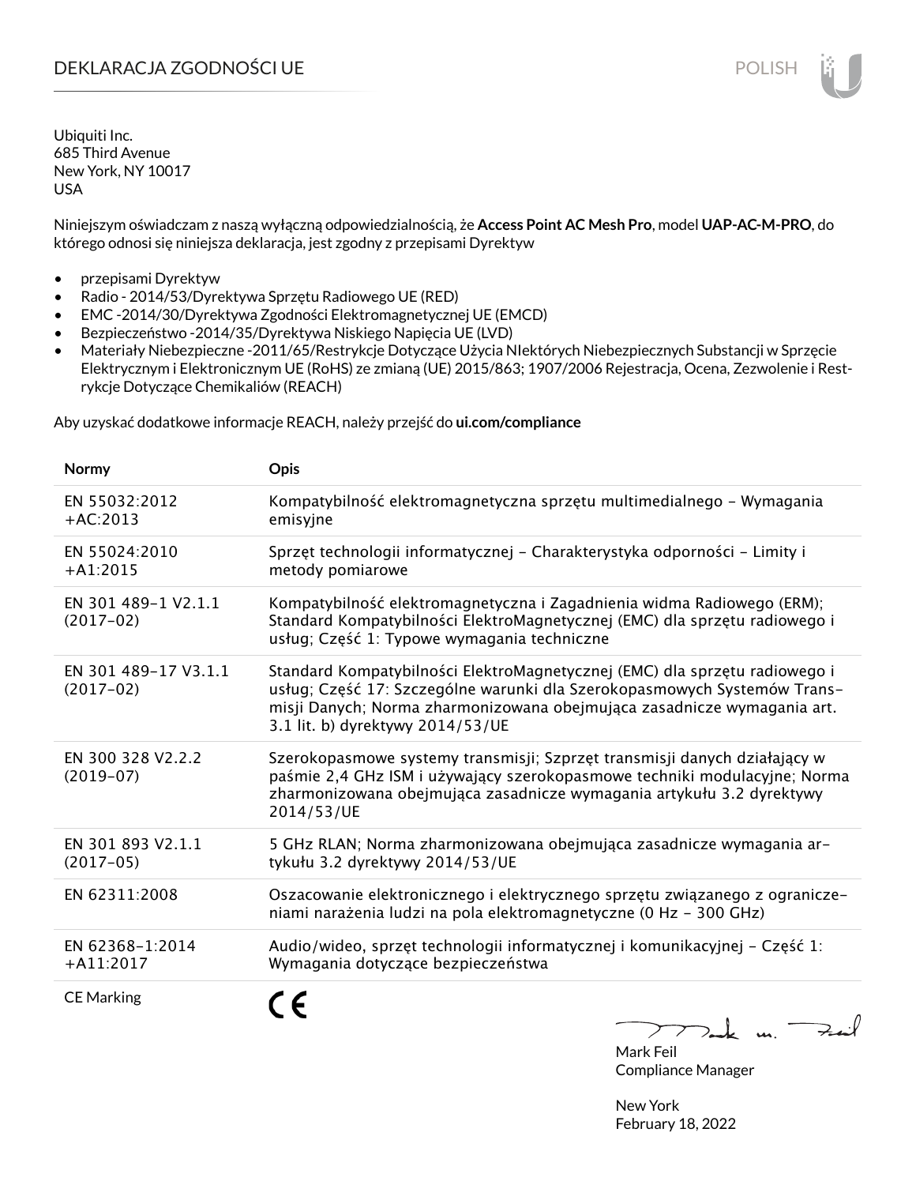# DEKLARACJA ZGODNOŚCI UE

Ubiquiti Inc.
685 Third Avenue
New York, NY 10017
USA

Niniejszym oświadczam z naszą wyłączną odpowiedzialnością, że **Access Point AC Mesh Pro**, model **UAP-AC-M-PRO**, do którego odnosi się niniejsza deklaracja, jest zgodny z przepisami Dyrektyw

- przepisami Dyrektyw
- Radio - 2014/53/Dyrektywa Sprzętu Radiowego UE (RED)
- EMC -2014/30/Dyrektywa Zgodności Elektromagnetycznej UE (EMCD)
- Bezpieczeństwo -2014/35/Dyrektywa Niskiego Napięcia UE (LVD)
- Materiały Niebezpieczne -2011/65/Restrykcje Dotyczące Użycia NIektórych Niebezpiecznych Substancji w Sprzęcie Elektrycznym i Elektronicznym UE (RoHS) ze zmianą (UE) 2015/863; 1907/2006 Rejestracja, Ocena, Zezwolenie i Restrykcje Dotyczące Chemikaliów (REACH)

Aby uzyskać dodatkowe informacje REACH, należy przejść do **ui.com/compliance**

| Normy | Opis |
|---|---|
| EN 55032:2012 +AC:2013 | Kompatybilność elektromagnetyczna sprzętu multimedialnego – Wymagania emisyjne |
| EN 55024:2010 +A1:2015 | Sprzęt technologii informatycznej – Charakterystyka odporności – Limity i metody pomiarowe |
| EN 301 489-1 V2.1.1 (2017-02) | Kompatybilność elektromagnetyczna i Zagadnienia widma Radiowego (ERM); Standard Kompatybilności ElektroMagnetycznej (EMC) dla sprzętu radiowego i usług; Część 1: Typowe wymagania techniczne |
| EN 301 489-17 V3.1.1 (2017-02) | Standard Kompatybilności ElektroMagnetycznej (EMC) dla sprzętu radiowego i usług; Część 17: Szczególne warunki dla Szerokopasmowych Systemów Transmisji Danych; Norma zharmonizowana obejmująca zasadnicze wymagania art. 3.1 lit. b) dyrektywy 2014/53/UE |
| EN 300 328 V2.2.2 (2019-07) | Szerokopasmowe systemy transmisji; Szprzęt transmisji danych działający w paśmie 2,4 GHz ISM i używający szerokopasmowe techniki modulacyjne; Norma zharmonizowana obejmująca zasadnicze wymagania artykułu 3.2 dyrektywy 2014/53/UE |
| EN 301 893 V2.1.1 (2017-05) | 5 GHz RLAN; Norma zharmonizowana obejmująca zasadnicze wymagania artykułu 3.2 dyrektywy 2014/53/UE |
| EN 62311:2008 | Oszacowanie elektronicznego i elektrycznego sprzętu związanego z ograniczeniami narażenia ludzi na pola elektromagnetyczne (0 Hz - 300 GHz) |
| EN 62368-1:2014 +A11:2017 | Audio/wideo, sprzęt technologii informatycznej i komunikacyjnej – Część 1: Wymagania dotyczące bezpieczeństwa |
| CE Marking | CE |

Mark Feil
Compliance Manager

New York
February 18, 2022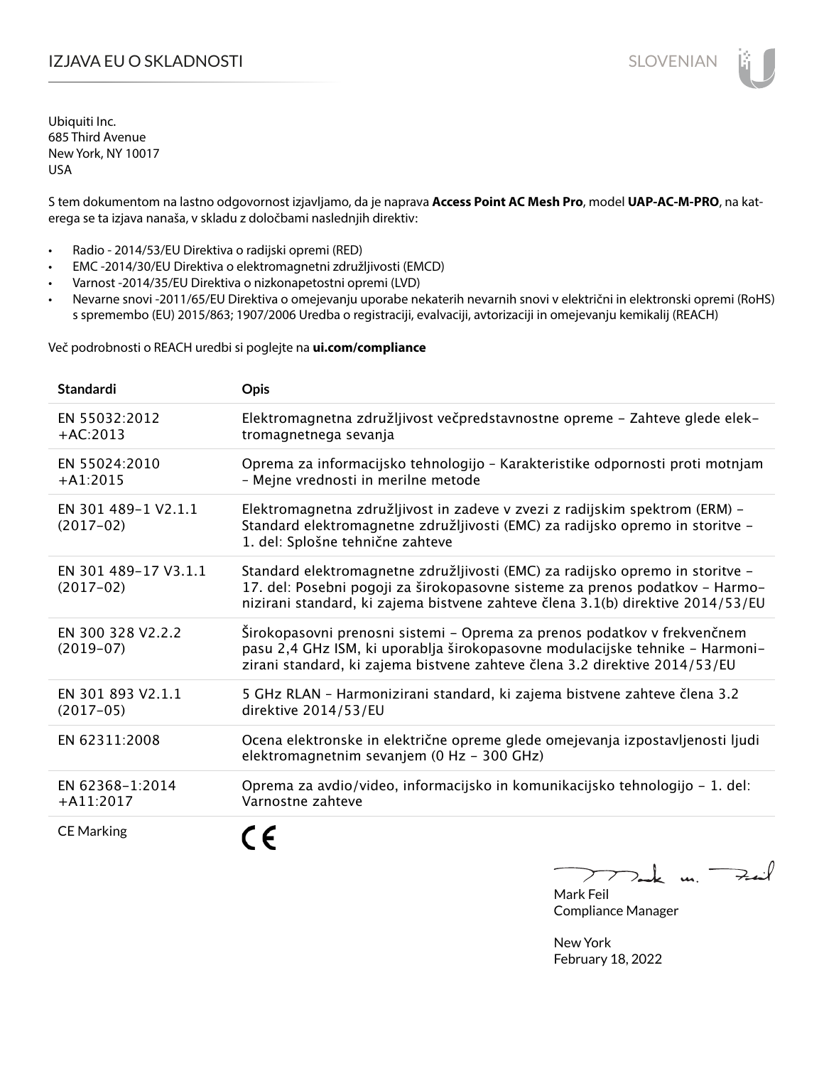# IZJAVA EU O SKLADNOSTI

Ubiquiti Inc.
685 Third Avenue
New York, NY 10017
USA

S tem dokumentom na lastno odgovornost izjavljamo, da je naprava **Access Point AC Mesh Pro**, model **UAP-AC-M-PRO**, na katerega se ta izjava nanaša, v skladu z določbami naslednjih direktiv:

- Radio - 2014/53/EU Direktiva o radijski opremi (RED)
- EMC -2014/30/EU Direktiva o elektromagnetni združljivosti (EMCD)
- Varnost -2014/35/EU Direktiva o nizkonapetostni opremi (LVD)
- Nevarne snovi -2011/65/EU Direktiva o omejevanju uporabe nekaterih nevarnih snovi v električni in elektronski opremi (RoHS) s spremembo (EU) 2015/863; 1907/2006 Uredba o registraciji, evalvaciji, avtorizaciji in omejevanju kemikalij (REACH)

Več podrobnosti o REACH uredbi si poglejte na **ui.com/compliance**

| Standardi | Opis |
|---|---|
| EN 55032:2012 +AC:2013 | Elektromagnetna združljivost večpredstavnostne opreme – Zahteve glede elektromagnetnega sevanja |
| EN 55024:2010 +A1:2015 | Oprema za informacijsko tehnologijo – Karakteristike odpornosti proti motnjam – Mejne vrednosti in merilne metode |
| EN 301 489-1 V2.1.1 (2017-02) | Elektromagnetna združljivost in zadeve v zvezi z radijskim spektrom (ERM) – Standard elektromagnetne združljivosti (EMC) za radijsko opremo in storitve – 1. del: Splošne tehnične zahteve |
| EN 301 489-17 V3.1.1 (2017-02) | Standard elektromagnetne združljivosti (EMC) za radijsko opremo in storitve – 17. del: Posebni pogoji za širokopasovne sisteme za prenos podatkov – Harmonizirani standard, ki zajema bistvene zahteve člena 3.1(b) direktive 2014/53/EU |
| EN 300 328 V2.2.2 (2019-07) | Širokopasovni prenosni sistemi – Oprema za prenos podatkov v frekvenčnem pasu 2,4 GHz ISM, ki uporablja širokopasovne modulacijske tehnike – Harmonizirani standard, ki zajema bistvene zahteve člena 3.2 direktive 2014/53/EU |
| EN 301 893 V2.1.1 (2017-05) | 5 GHz RLAN – Harmonizirani standard, ki zajema bistvene zahteve člena 3.2 direktive 2014/53/EU |
| EN 62311:2008 | Ocena elektronske in električne opreme glede omejevanja izpostavljenosti ljudi elektromagnetnim sevanjem (0 Hz – 300 GHz) |
| EN 62368-1:2014 +A11:2017 | Oprema za avdio/video, informacijsko in komunikacijsko tehnologijo – 1. del: Varnostne zahteve |
| CE Marking | CE |

Mark Feil
Compliance Manager

New York
February 18, 2022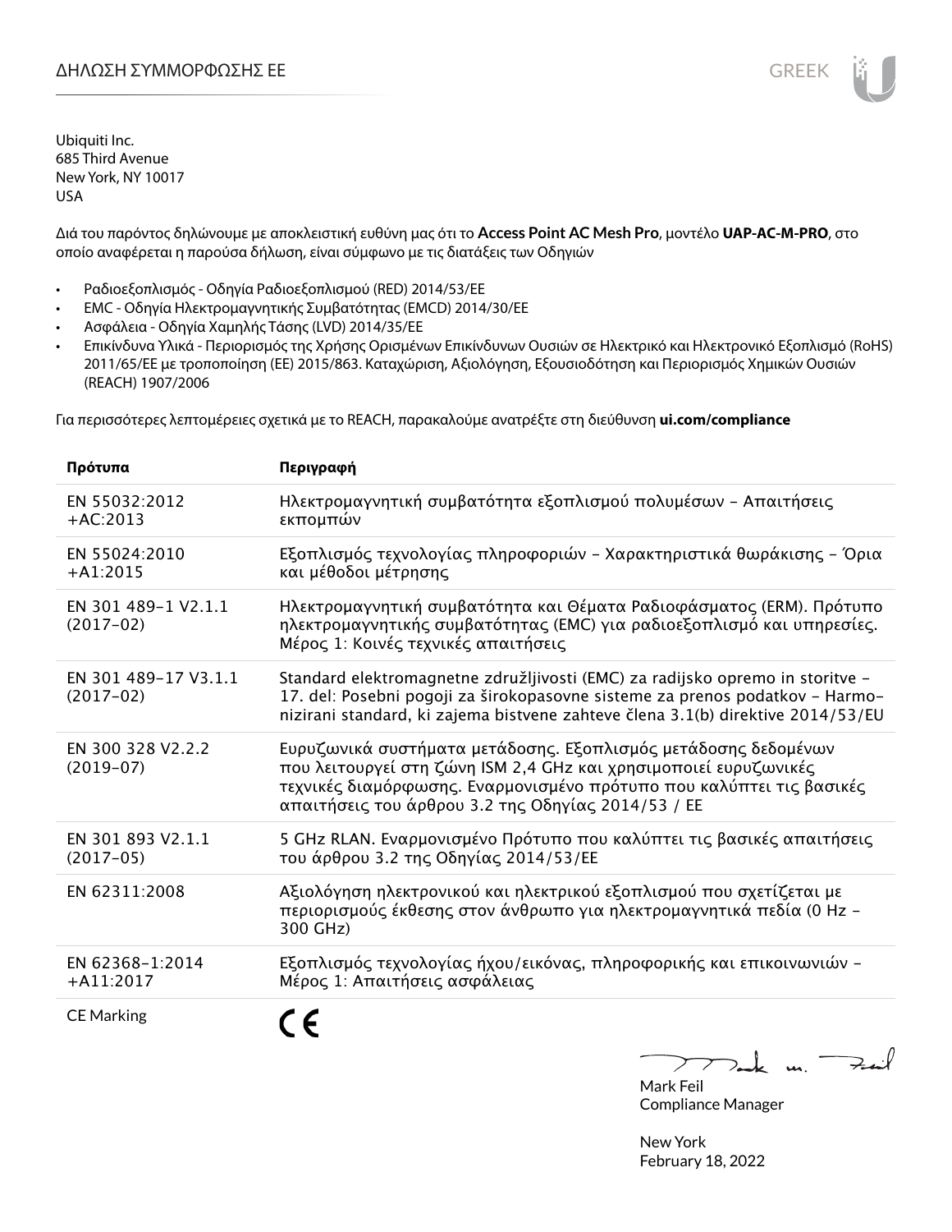# ΔΗΛΩΣΗ ΣΥΜΜΟΡΦΩΣΗΣ ΕΕ

Ubiquiti Inc.
685 Third Avenue
New York, NY 10017
USA

Διά του παρόντος δηλώνουμε με αποκλειστική ευθύνη μας ότι το **Access Point AC Mesh Pro**, μοντέλο **UAP-AC-M-PRO**, στο οποίο αναφέρεται η παρούσα δήλωση, είναι σύμφωνο με τις διατάξεις των Οδηγιών

- Ραδιοεξοπλισμός - Οδηγία Ραδιοεξοπλισμού (RED) 2014/53/ΕΕ
- EMC - Οδηγία Ηλεκτρομαγνητικής Συμβατότητας (EMCD) 2014/30/ΕΕ
- Ασφάλεια - Οδηγία Χαμηλής Τάσης (LVD) 2014/35/ΕΕ
- Επικίνδυνα Υλικά - Περιορισμός της Χρήσης Ορισμένων Επικίνδυνων Ουσιών σε Ηλεκτρικό και Ηλεκτρονικό Εξοπλισμό (RoHS) 2011/65/ΕΕ με τροποποίηση (ΕΕ) 2015/863. Καταχώριση, Αξιολόγηση, Εξουσιοδότηση και Περιορισμός Χημικών Ουσιών (REACH) 1907/2006

Για περισσότερες λεπτομέρειες σχετικά με το REACH, παρακαλούμε ανατρέξτε στη διεύθυνση **ui.com/compliance**

| Πρότυπα | Περιγραφή |
|---|---|
| EN 55032:2012 +AC:2013 | Ηλεκτρομαγνητική συμβατότητα εξοπλισμού πολυμέσων – Απαιτήσεις εκπομπών |
| EN 55024:2010 +A1:2015 | Εξοπλισμός τεχνολογίας πληροφοριών – Χαρακτηριστικά θωράκισης – Όρια και μέθοδοι μέτρησης |
| EN 301 489-1 V2.1.1 (2017-02) | Ηλεκτρομαγνητική συμβατότητα και Θέματα Ραδιοφάσματος (ERM). Πρότυπο ηλεκτρομαγνητικής συμβατότητας (EMC) για ραδιοεξοπλισμό και υπηρεσίες. Μέρος 1: Κοινές τεχνικές απαιτήσεις |
| EN 301 489-17 V3.1.1 (2017-02) | Standard elektromagnetne združljivosti (EMC) za radijsko opremo in storitve – 17. del: Posebni pogoji za širokopasovne sisteme za prenos podatkov – Harmonizirani standard, ki zajema bistvene zahteve člena 3.1(b) direktive 2014/53/EU |
| EN 300 328 V2.2.2 (2019-07) | Ευρυζωνικά συστήματα μετάδοσης. Εξοπλισμός μετάδοσης δεδομένων που λειτουργεί στη ζώνη ISM 2,4 GHz και χρησιμοποιεί ευρυζωνικές τεχνικές διαμόρφωσης. Εναρμονισμένο πρότυπο που καλύπτει τις βασικές απαιτήσεις του άρθρου 3.2 της Οδηγίας 2014/53 / ΕΕ |
| EN 301 893 V2.1.1 (2017-05) | 5 GHz RLAN. Εναρμονισμένο Πρότυπο που καλύπτει τις βασικές απαιτήσεις του άρθρου 3.2 της Οδηγίας 2014/53/ΕΕ |
| EN 62311:2008 | Αξιολόγηση ηλεκτρονικού και ηλεκτρικού εξοπλισμού που σχετίζεται με περιορισμούς έκθεσης στον άνθρωπο για ηλεκτρομαγνητικά πεδία (0 Hz – 300 GHz) |
| EN 62368-1:2014 +A11:2017 | Εξοπλισμός τεχνολογίας ήχου/εικόνας, πληροφορικής και επικοινωνιών – Μέρος 1: Απαιτήσεις ασφάλειας |
| CE Marking | CE |

Mark Feil
Compliance Manager

New York
February 18, 2022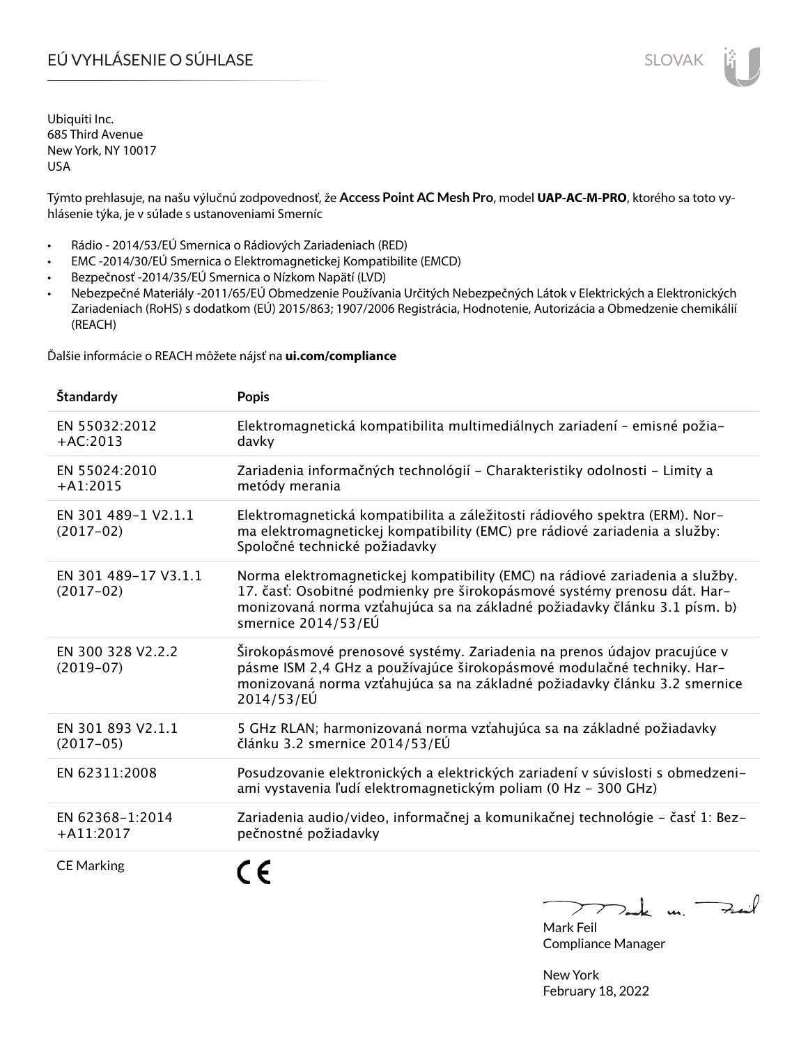# EÚ VYHLÁSENIE O SÚHLASE

Ubiquiti Inc.
685 Third Avenue
New York, NY 10017
USA

Týmto prehlasuje, na našu výlučnú zodpovednosť, že **Access Point AC Mesh Pro**, model **UAP-AC-M-PRO**, ktorého sa toto vyhlásenie týka, je v súlade s ustanoveniami Smerníc

- Rádio - 2014/53/EÚ Smernica o Rádiových Zariadeniach (RED)
- EMC -2014/30/EÚ Smernica o Elektromagnetickej Kompatibilite (EMCD)
- Bezpečnosť -2014/35/EÚ Smernica o Nízkom Napätí (LVD)
- Nebezpečné Materiály -2011/65/EÚ Obmedzenie Používania Určitých Nebezpečných Látok v Elektrických a Elektronických Zariadeniach (RoHS) s dodatkom (EÚ) 2015/863; 1907/2006 Registrácia, Hodnotenie, Autorizácia a Obmedzenie chemikálií (REACH)

Ďalšie informácie o REACH môžete nájsť na **ui.com/compliance**

| Štandardy | Popis |
|---|---|
| EN 55032:2012 +AC:2013 | Elektromagnetická kompatibilita multimediálnych zariadení - emisné požiadavky |
| EN 55024:2010 +A1:2015 | Zariadenia informačných technológií - Charakteristiky odolnosti - Limity a metódy merania |
| EN 301 489-1 V2.1.1 (2017-02) | Elektromagnetická kompatibilita a záležitosti rádiového spektra (ERM). Norma elektromagnetickej kompatibility (EMC) pre rádiové zariadenia a služby: Spoločné technické požiadavky |
| EN 301 489-17 V3.1.1 (2017-02) | Norma elektromagnetickej kompatibility (EMC) na rádiové zariadenia a služby. 17. časť: Osobitné podmienky pre širokopásmové systémy prenosu dát. Harmonizovaná norma vzťahujúca sa na základné požiadavky článku 3.1 písm. b) smernice 2014/53/EÚ |
| EN 300 328 V2.2.2 (2019-07) | Širokopásmové prenosové systémy. Zariadenia na prenos údajov pracujúce v pásme ISM 2,4 GHz a používajúce širokopásmové modulačné techniky. Harmonizovaná norma vzťahujúca sa na základné požiadavky článku 3.2 smernice 2014/53/EÚ |
| EN 301 893 V2.1.1 (2017-05) | 5 GHz RLAN; harmonizovaná norma vzťahujúca sa na základné požiadavky článku 3.2 smernice 2014/53/EÚ |
| EN 62311:2008 | Posudzovanie elektronických a elektrických zariadení v súvislosti s obmedzeniami vystavenia ľudí elektromagnetickým poliam (0 Hz - 300 GHz) |
| EN 62368-1:2014 +A11:2017 | Zariadenia audio/video, informačnej a komunikačnej technológie - časť 1: Bezpečnostné požiadavky |
| CE Marking | CE |

Mark Feil
Compliance Manager

New York
February 18, 2022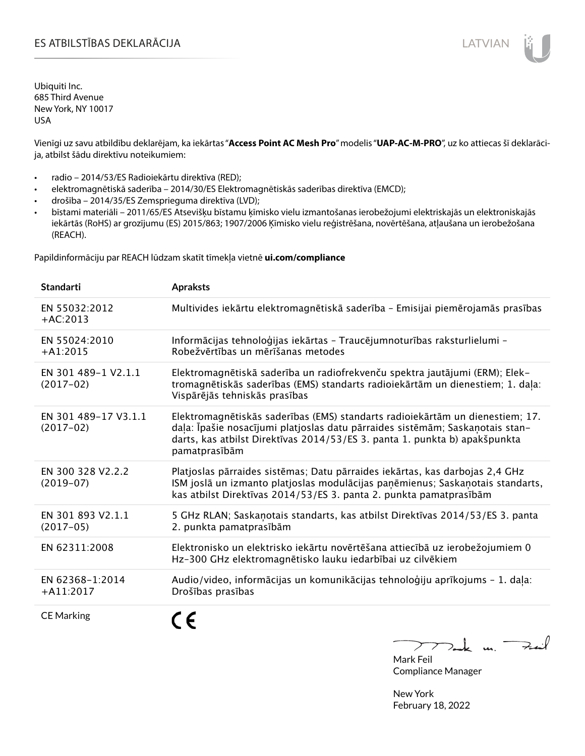# ES ATBILSTĪBAS DEKLARĀCIJA

Ubiquiti Inc.
685 Third Avenue
New York, NY 10017
USA

Vienīgi uz savu atbildību deklarējam, ka iekārtas "**Access Point AC Mesh Pro**" modelis "**UAP-AC-M-PRO**", uz ko attiecas šī deklarācija, atbilst šādu direktīvu noteikumiem:

- radio – 2014/53/ES Radioiekārtu direktīva (RED);
- elektromagnētiskā saderība – 2014/30/ES Elektromagnētiskās saderības direktīva (EMCD);
- drošība – 2014/35/ES Zemsprieguma direktīva (LVD);
- bīstami materiāli – 2011/65/ES Atsevišķu bīstamu ķīmisko vielu izmantošanas ierobežojumi elektriskajās un elektroniskajās iekārtās (RoHS) ar grozījumu (ES) 2015/863; 1907/2006 Ķīmisko vielu reģistrēšana, novērtēšana, atļaušana un ierobežošana (REACH).

Papildinformāciju par REACH lūdzam skatīt tīmekļa vietnē **ui.com/compliance**

| Standarti | Apraksts |
|---|---|
| EN 55032:2012 +AC:2013 | Multivides iekārtu elektromagnētiskā saderība – Emisijai piemērojamās prasības |
| EN 55024:2010 +A1:2015 | Informācijas tehnoloģijas iekārtas – Traucējumnoturības raksturlielumi – Robežvērtības un mērīšanas metodes |
| EN 301 489-1 V2.1.1 (2017-02) | Elektromagnētiskā saderība un radiofrekvenču spektra jautājumi (ERM); Elektromagnētiskās saderības (EMS) standarts radioiekārtām un dienestiem; 1. daļa: Vispārējās tehniskās prasības |
| EN 301 489-17 V3.1.1 (2017-02) | Elektromagnētiskās saderības (EMS) standarts radioiekārtām un dienestiem; 17. daļa: Īpašie nosacījumi platjoslas datu pārraides sistēmām; Saskaņotais standarts, kas atbilst Direktīvas 2014/53/ES 3. panta 1. punkta b) apakšpunkta pamatprasībām |
| EN 300 328 V2.2.2 (2019-07) | Platjoslas pārraides sistēmas; Datu pārraides iekārtas, kas darbojas 2,4 GHz ISM joslā un izmanto platjoslas modulācijas paņēmienus; Saskaņotais standarts, kas atbilst Direktīvas 2014/53/ES 3. panta 2. punkta pamatprasībām |
| EN 301 893 V2.1.1 (2017-05) | 5 GHz RLAN; Saskaņotais standarts, kas atbilst Direktīvas 2014/53/ES 3. panta 2. punkta pamatprasībām |
| EN 62311:2008 | Elektronisko un elektrisko iekārtu novērtēšana attiecībā uz ierobežojumiem 0 Hz-300 GHz elektromagnētisko lauku iedarbībai uz cilvēkiem |
| EN 62368-1:2014 +A11:2017 | Audio/video, informācijas un komunikācijas tehnoloģiju aprīkojums – 1. daļa: Drošības prasības |
| CE Marking | CE |

Mark Feil
Compliance Manager

New York
February 18, 2022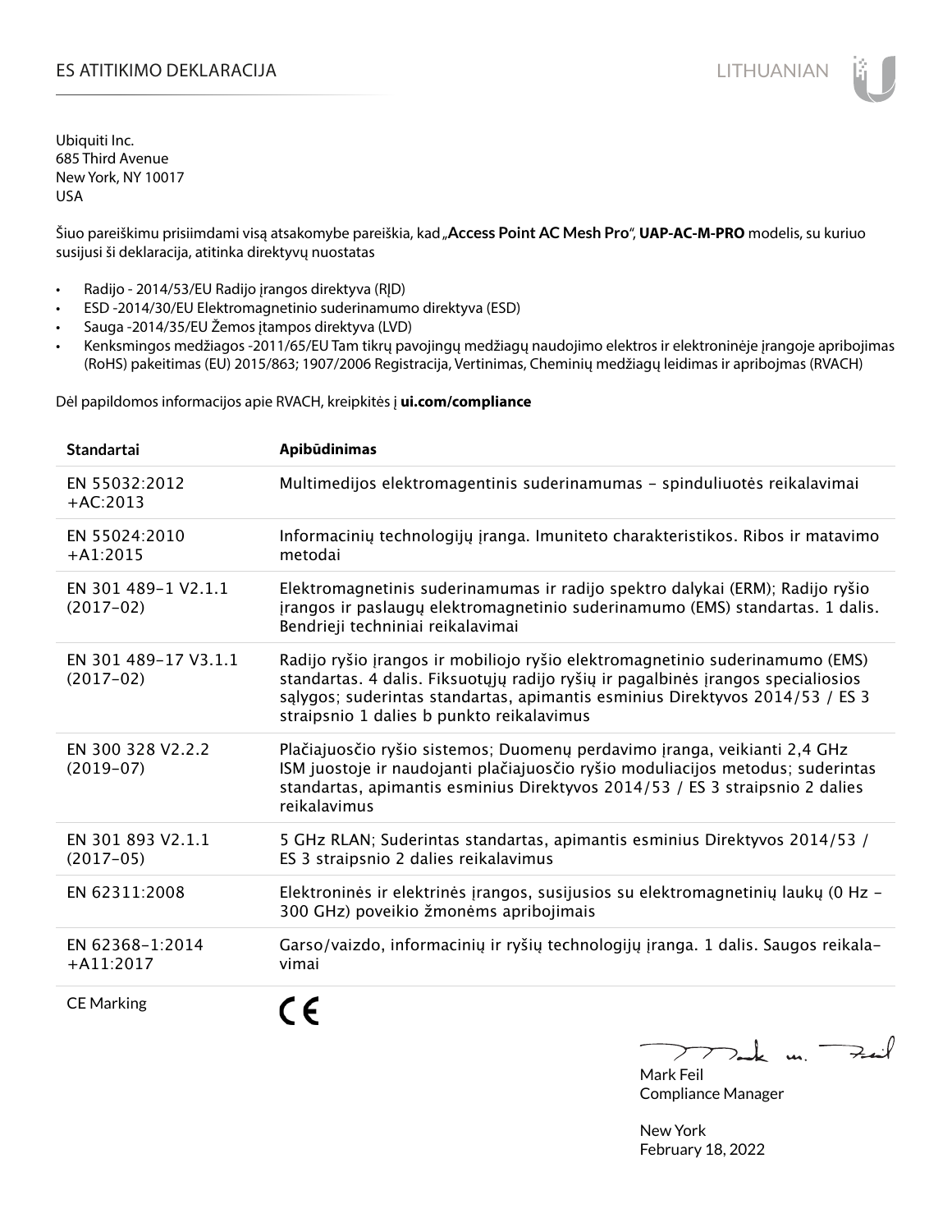# ES ATITIKIMO DEKLARACIJA

LITHUANIAN

Ubiquiti Inc.
685 Third Avenue
New York, NY 10017
USA

Šiuo pareiškimu prisiimdami visą atsakomybe pareiškia, kad „**Access Point AC Mesh Pro**", **UAP-AC-M-PRO** modelis, su kuriuo susijusi ši deklaracija, atitinka direktyvų nuostatas

- Radijo - 2014/53/EU Radijo įrangos direktyva (RĮD)
- ESD -2014/30/EU Elektromagnetinio suderinamumo direktyva (ESD)
- Sauga -2014/35/EU Žemos įtampos direktyva (LVD)
- Kenksmingos medžiagos -2011/65/EU Tam tikrų pavojingų medžiagų naudojimo elektros ir elektroninėje įrangoje apribojimas (RoHS) pakeitimas (EU) 2015/863; 1907/2006 Registracija, Vertinimas, Cheminių medžiagų leidimas ir apribojmas (RVACH)

Dėl papildomos informacijos apie RVACH, kreipkitės į **ui.com/compliance**

| Standartai | Apibūdinimas |
|---|---|
| EN 55032:2012 +AC:2013 | Multimedijos elektromagentinis suderinamumas – spinduliuotės reikalavimai |
| EN 55024:2010 +A1:2015 | Informacinių technologijų įranga. Imuniteto charakteristikos. Ribos ir matavimo metodai |
| EN 301 489-1 V2.1.1 (2017-02) | Elektromagnetinis suderinamumas ir radijo spektro dalykai (ERM); Radijo ryšio įrangos ir paslaugų elektromagnetinio suderinamumo (EMS) standartas. 1 dalis. Bendrieji techniniai reikalavimai |
| EN 301 489-17 V3.1.1 (2017-02) | Radijo ryšio įrangos ir mobiliojo ryšio elektromagnetinio suderinamumo (EMS) standartas. 4 dalis. Fiksuotųjų radijo ryšių ir pagalbinės įrangos specialiosios sąlygos; suderintas standartas, apimantis esminius Direktyvos 2014/53 / ES 3 straipsnio 1 dalies b punkto reikalavimus |
| EN 300 328 V2.2.2 (2019-07) | Plačiajuosčio ryšio sistemos; Duomenų perdavimo įranga, veikianti 2,4 GHz ISM juostoje ir naudojanti plačiajuosčio ryšio moduliacijos metodus; suderintas standartas, apimantis esminius Direktyvos 2014/53 / ES 3 straipsnio 2 dalies reikalavimus |
| EN 301 893 V2.1.1 (2017-05) | 5 GHz RLAN; Suderintas standartas, apimantis esminius Direktyvos 2014/53 / ES 3 straipsnio 2 dalies reikalavimus |
| EN 62311:2008 | Elektroninės ir elektrinės įrangos, susijusios su elektromagnetinių laukų (0 Hz - 300 GHz) poveikio žmonėms apribojimais |
| EN 62368-1:2014 +A11:2017 | Garso/vaizdo, informacinių ir ryšių technologijų įranga. 1 dalis. Saugos reikalavimai |
| CE Marking | CE |

Mark Feil
Compliance Manager

New York
February 18, 2022